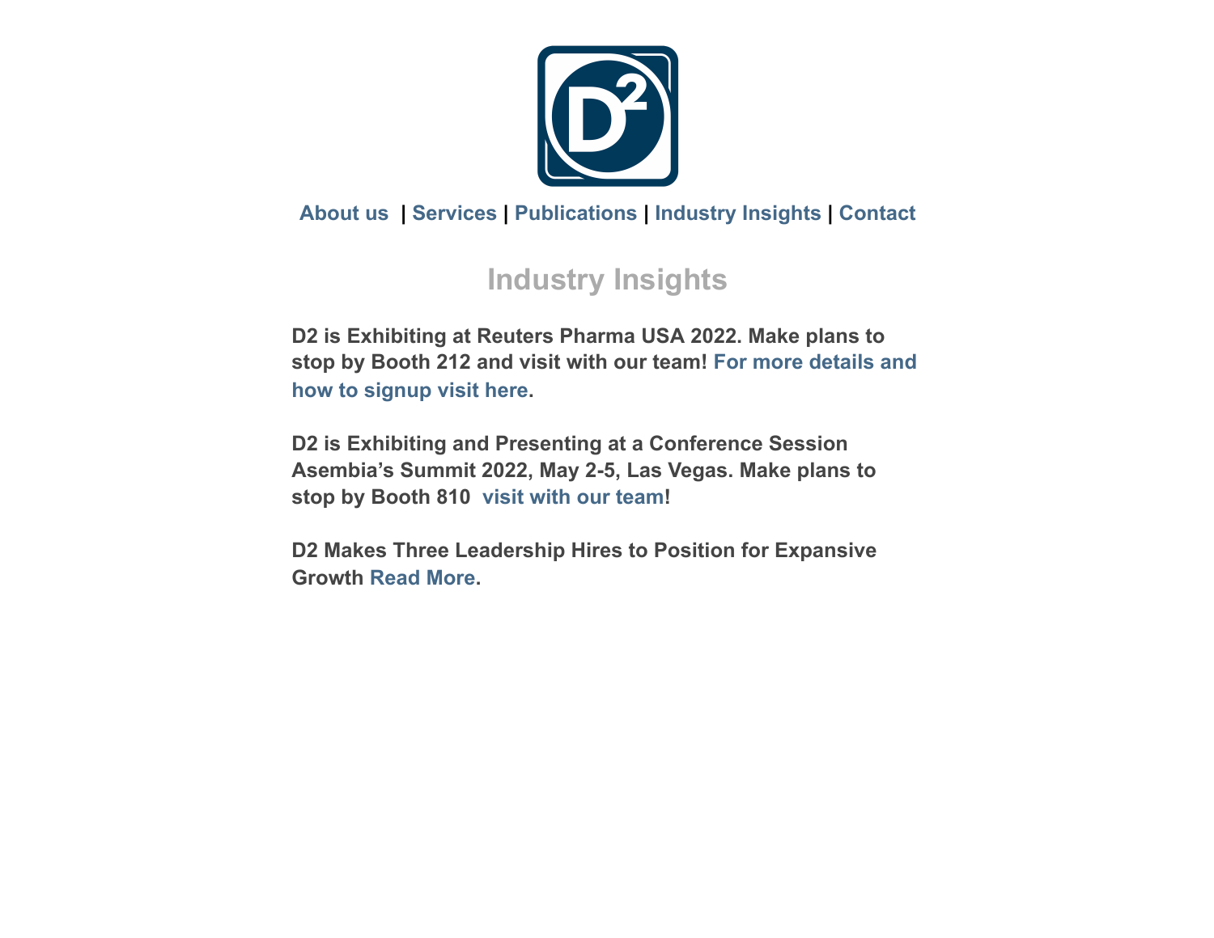About us | Services | Publications | Industry Insights | Contact

# Industry Insights

**D2 is Exhibiting at Reuters Pharma USA 2022. Make plans to stop by Booth 212 and visit with our team! For more details and how to signup visit here.**

**D2 is Exhibiting and Presenting at a Conference Session Asembia's Summit 2022, May 2-5, Las Vegas. Make plans to stop by Booth 810 visit with our team!**

**D2 Makes Three Leadership Hires to Position for Expansive Growth Read More.**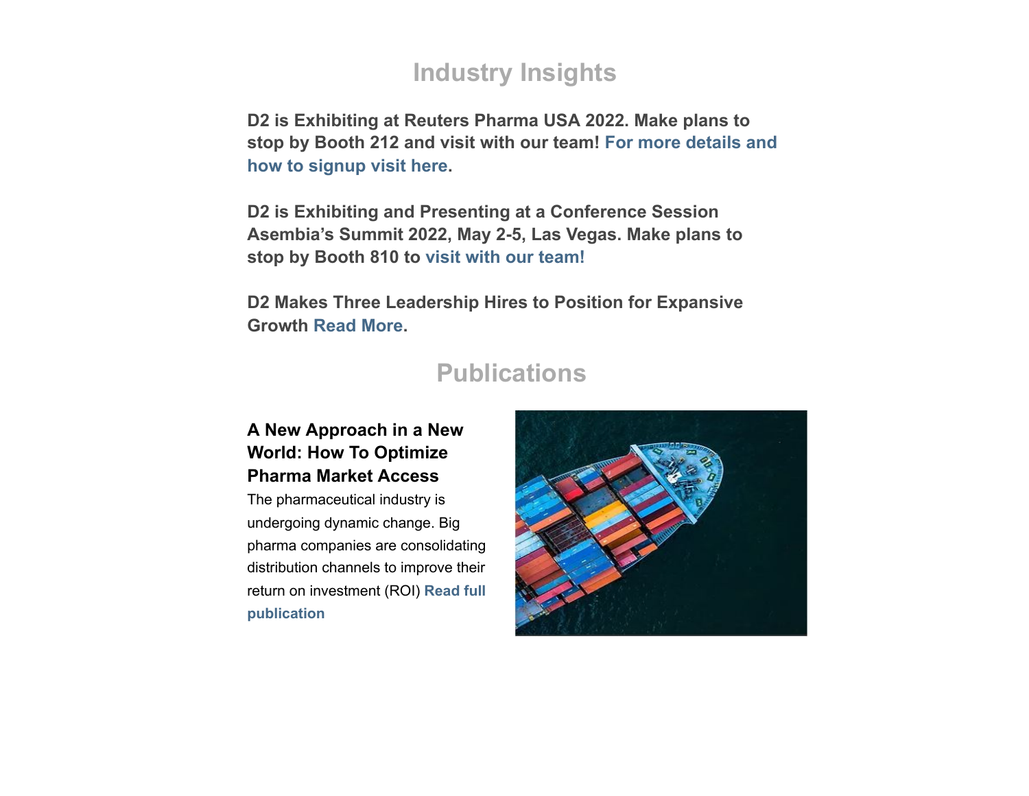## Industry Insights

**D2 is Exhibiting at Reuters Pharma USA 2022. Make plans to stop by Booth 212 and visit with our team! For more details and how to signup visit here.**

**D2 is Exhibiting and Presenting at a Conference Session Asembia's Summit 2022, May 2-5, Las Vegas. Make plans to stop by Booth 810 to visit with our team!**

**D2 Makes Three Leadership Hires to Position for Expansive Growth Read More.**

## Publications

### A New Approach in a New World: How To Optimize Pharma Market Access

The pharmaceutical industry is undergoing dynamic change. Big pharma companies are consolidating distribution channels to improve their return on investment (ROI) **Read full publication**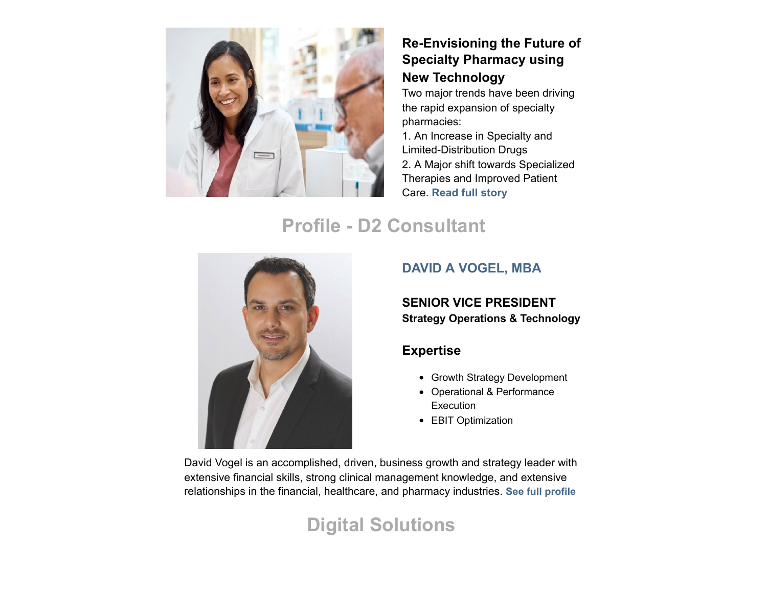### Re-Envisioning the Future of Specialty Pharmacy using New Technology

Two major trends have been driving the rapid expansion of specialty pharmacies:

1. An Increase in Specialty and Limited-Distribution Drugs
2. A Major shift towards Specialized Therapies and Improved Patient Care. **Read full story**

## Profile - D2 Consultant

### DAVID A VOGEL, MBA

**SENIOR VICE PRESIDENT**
**Strategy Operations & Technology**

### Expertise

- Growth Strategy Development
- Operational & Performance Execution
- EBIT Optimization

David Vogel is an accomplished, driven, business growth and strategy leader with extensive financial skills, strong clinical management knowledge, and extensive relationships in the financial, healthcare, and pharmacy industries. **See full profile**

## Digital Solutions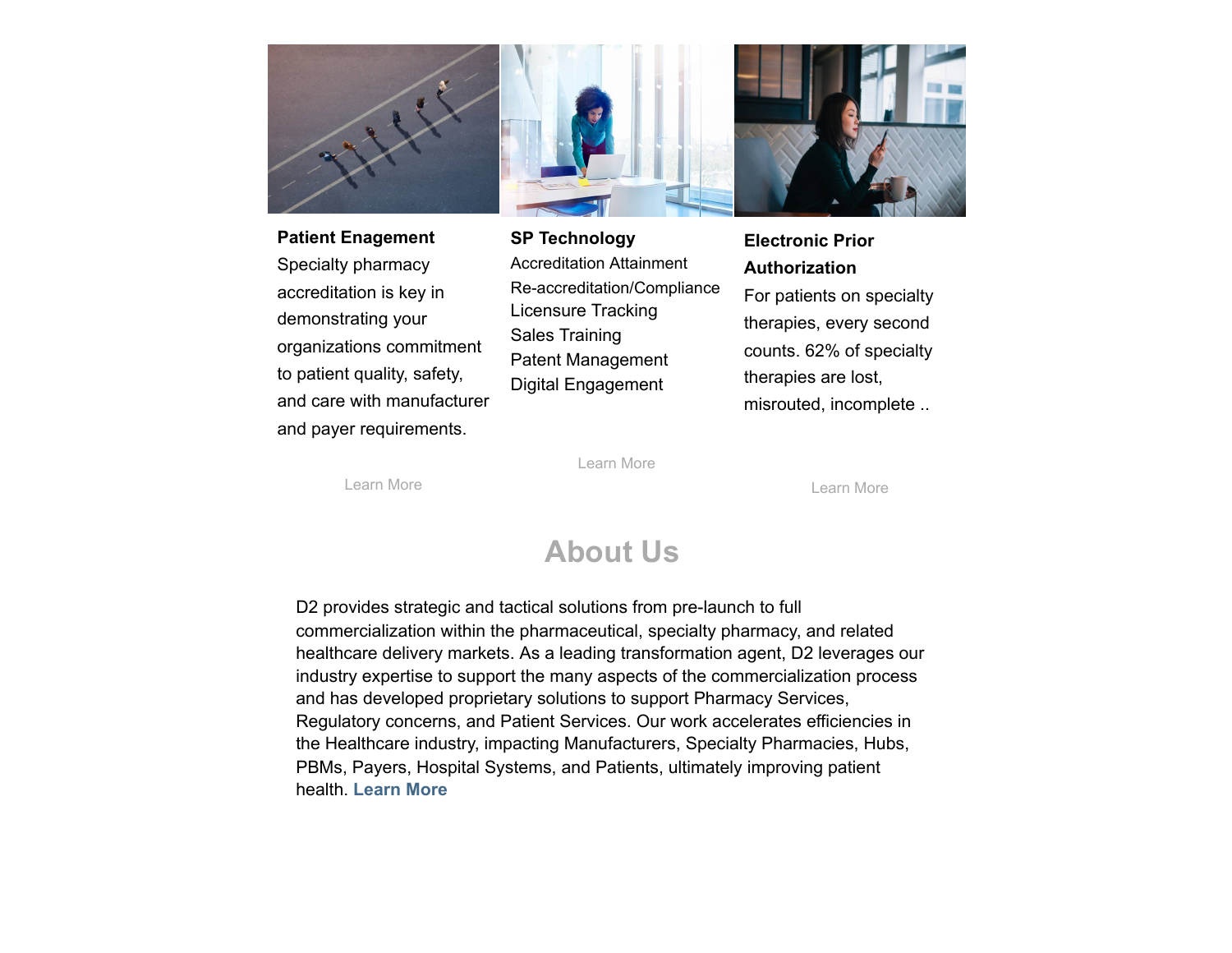**Patient Enagement**

Specialty pharmacy accreditation is key in demonstrating your organizations commitment to patient quality, safety, and care with manufacturer and payer requirements.

Learn More

**SP Technology**

Accreditation Attainment
Re-accreditation/Compliance
Licensure Tracking
Sales Training
Patent Management
Digital Engagement

Learn More

**Electronic Prior Authorization**

For patients on specialty therapies, every second counts. 62% of specialty therapies are lost, misrouted, incomplete ..

Learn More

## About Us

D2 provides strategic and tactical solutions from pre-launch to full commercialization within the pharmaceutical, specialty pharmacy, and related healthcare delivery markets. As a leading transformation agent, D2 leverages our industry expertise to support the many aspects of the commercialization process and has developed proprietary solutions to support Pharmacy Services, Regulatory concerns, and Patient Services. Our work accelerates efficiencies in the Healthcare industry, impacting Manufacturers, Specialty Pharmacies, Hubs, PBMs, Payers, Hospital Systems, and Patients, ultimately improving patient health. **Learn More**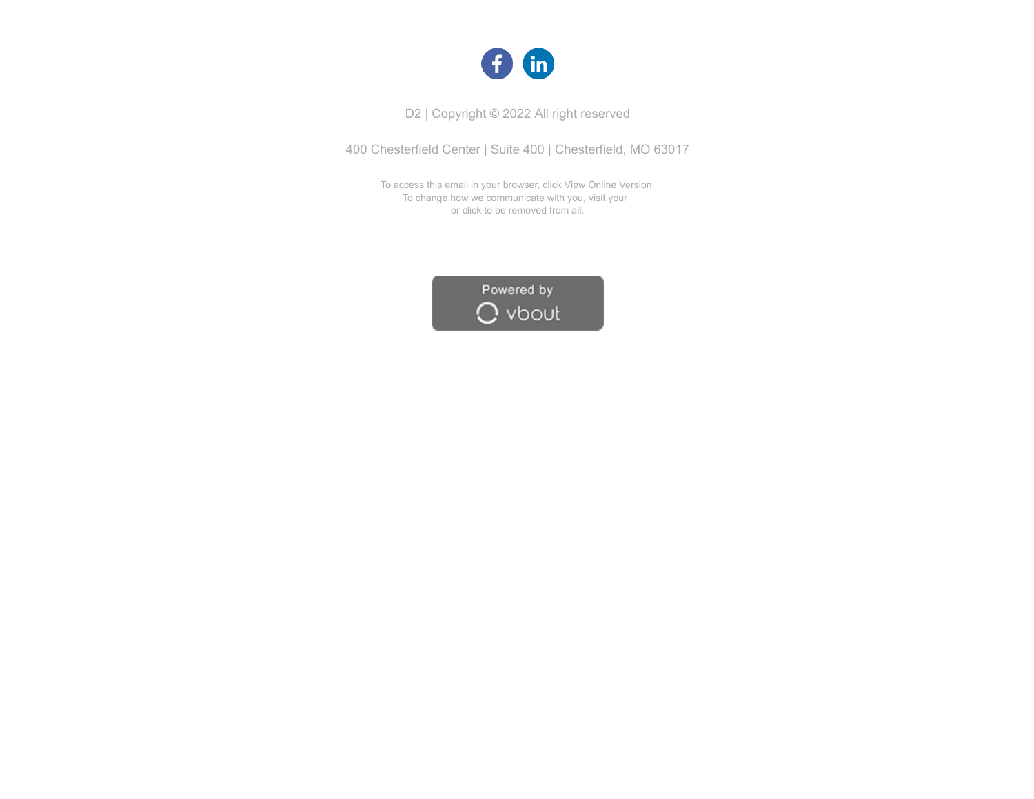D2 | Copyright © 2022 All right reserved

400 Chesterfield Center | Suite 400 | Chesterfield, MO 63017

To access this email in your browser, click View Online Version
To change how we communicate with you, visit your
or click to be removed from all.

Powered by
vbout